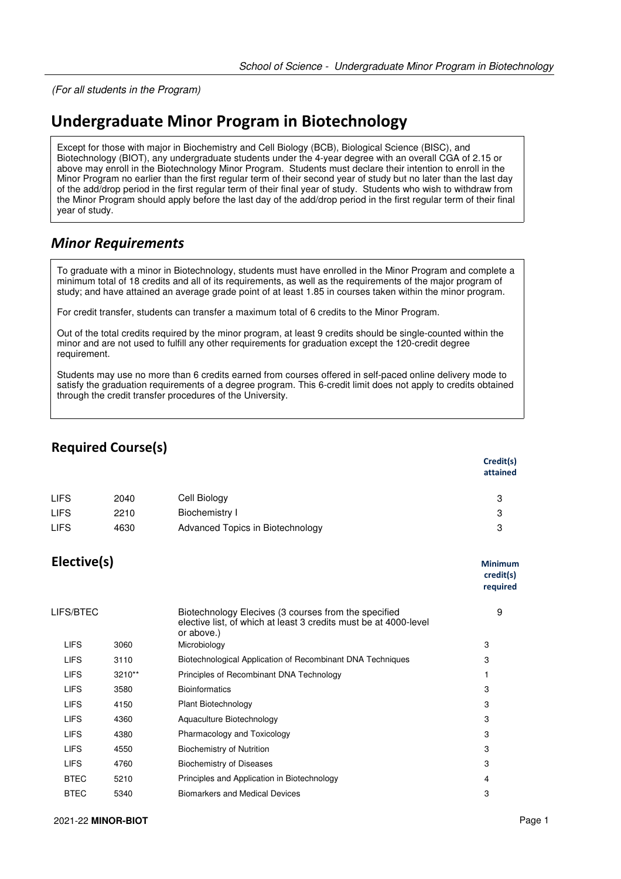(For all students in the Program)

# Undergraduate Minor Program in Biotechnology

Except for those with major in Biochemistry and Cell Biology (BCB), Biological Science (BISC), and Biotechnology (BIOT), any undergraduate students under the 4-year degree with an overall CGA of 2.15 or above may enroll in the Biotechnology Minor Program. Students must declare their intention to enroll in the Minor Program no earlier than the first regular term of their second year of study but no later than the last day of the add/drop period in the first regular term of their final year of study. Students who wish to withdraw from the Minor Program should apply before the last day of the add/drop period in the first regular term of their final year of study.

## *Minor Requirements*

To graduate with a minor in Biotechnology, students must have enrolled in the Minor Program and complete a minimum total of 18 credits and all of its requirements, as well as the requirements of the major program of study; and have attained an average grade point of at least 1.85 in courses taken within the minor program.

For credit transfer, students can transfer a maximum total of 6 credits to the Minor Program.

Out of the total credits required by the minor program, at least 9 credits should be single-counted within the minor and are not used to fulfill any other requirements for graduation except the 120-credit degree requirement.

Students may use no more than 6 credits earned from courses offered in self-paced online delivery mode to satisfy the graduation requirements of a degree program. This 6-credit limit does not apply to credits obtained through the credit transfer procedures of the University.

### Required Course(s)

| | | | Credit(s) attained |
|---|---|---|---|
| LIFS | 2040 | Cell Biology | 3 |
| LIFS | 2210 | Biochemistry I | 3 |
| LIFS | 4630 | Advanced Topics in Biotechnology | 3 |

### Elective(s)

| | | | Minimum credit(s) required |
|---|---|---|---|
| LIFS/BTEC | | Biotechnology Elecives (3 courses from the specified elective list, of which at least 3 credits must be at 4000-level or above.) | 9 |
| LIFS | 3060 | Microbiology | 3 |
| LIFS | 3110 | Biotechnological Application of Recombinant DNA Techniques | 3 |
| LIFS | 3210** | Principles of Recombinant DNA Technology | 1 |
| LIFS | 3580 | Bioinformatics | 3 |
| LIFS | 4150 | Plant Biotechnology | 3 |
| LIFS | 4360 | Aquaculture Biotechnology | 3 |
| LIFS | 4380 | Pharmacology and Toxicology | 3 |
| LIFS | 4550 | Biochemistry of Nutrition | 3 |
| LIFS | 4760 | Biochemistry of Diseases | 3 |
| BTEC | 5210 | Principles and Application in Biotechnology | 4 |
| BTEC | 5340 | Biomarkers and Medical Devices | 3 |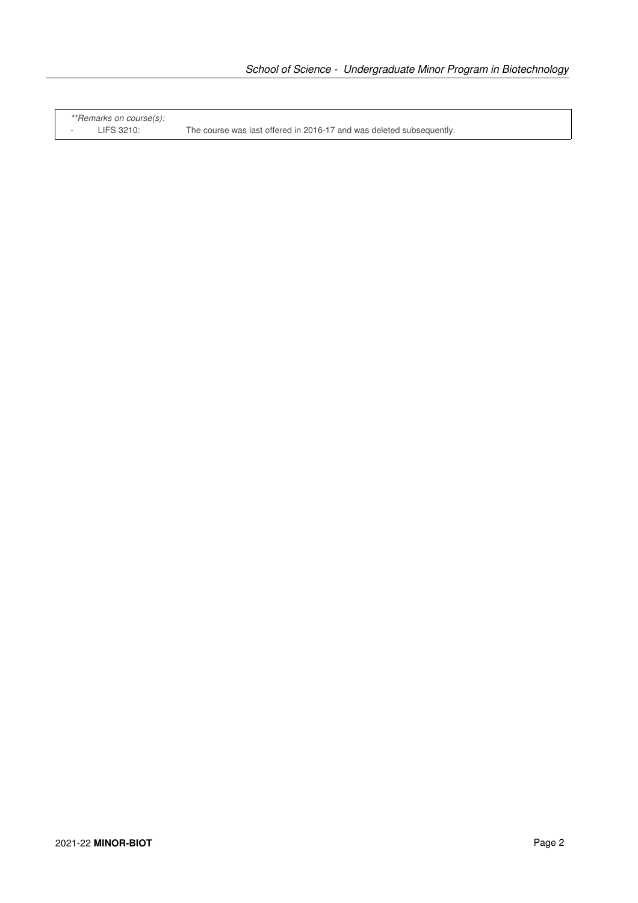*\*\*Remarks on course(s):*

- LIFS 3210: The course was last offered in 2016-17 and was deleted subsequently.